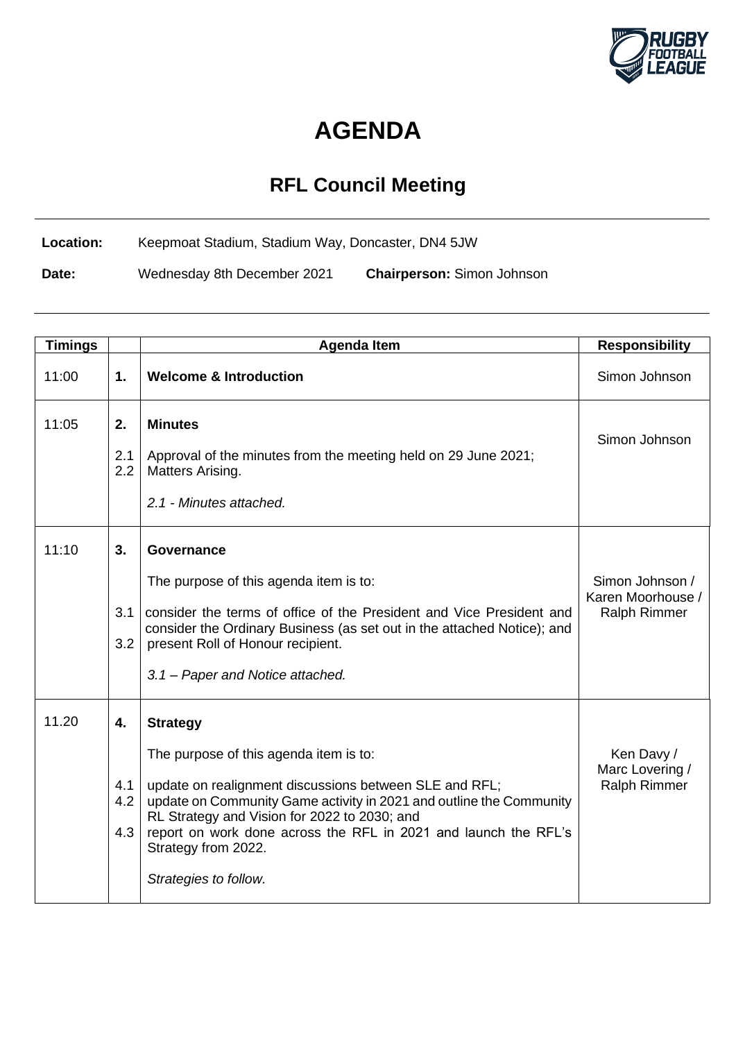# AGENDA

## RFL Council Meeting

**Location:** Keepmoat Stadium, Stadium Way, Doncaster, DN4 5JW

**Date:** Wednesday 8th December 2021 **Chairperson:** Simon Johnson

| Timings | | Agenda Item | Responsibility |
|---|---|---|---|
| 11:00 | **1.** | **Welcome & Introduction** | Simon Johnson |
| 11:05 | **2.**<br><br>2.1<br>2.2 | **Minutes**<br><br>Approval of the minutes from the meeting held on 29 June 2021;<br>Matters Arising.<br><br>*2.1 - Minutes attached.* | Simon Johnson |
| 11:10 | **3.**<br><br><br>3.1<br><br>3.2 | **Governance**<br><br>The purpose of this agenda item is to:<br><br>consider the terms of office of the President and Vice President and consider the Ordinary Business (as set out in the attached Notice); and<br>present Roll of Honour recipient.<br><br>*3.1 – Paper and Notice attached.* | Simon Johnson / Karen Moorhouse / Ralph Rimmer |
| 11.20 | **4.**<br><br><br>4.1<br>4.2<br><br>4.3 | **Strategy**<br><br>The purpose of this agenda item is to:<br><br>update on realignment discussions between SLE and RFL;<br>update on Community Game activity in 2021 and outline the Community RL Strategy and Vision for 2022 to 2030; and<br>report on work done across the RFL in 2021 and launch the RFL's Strategy from 2022.<br><br>*Strategies to follow.* | Ken Davy / Marc Lovering / Ralph Rimmer |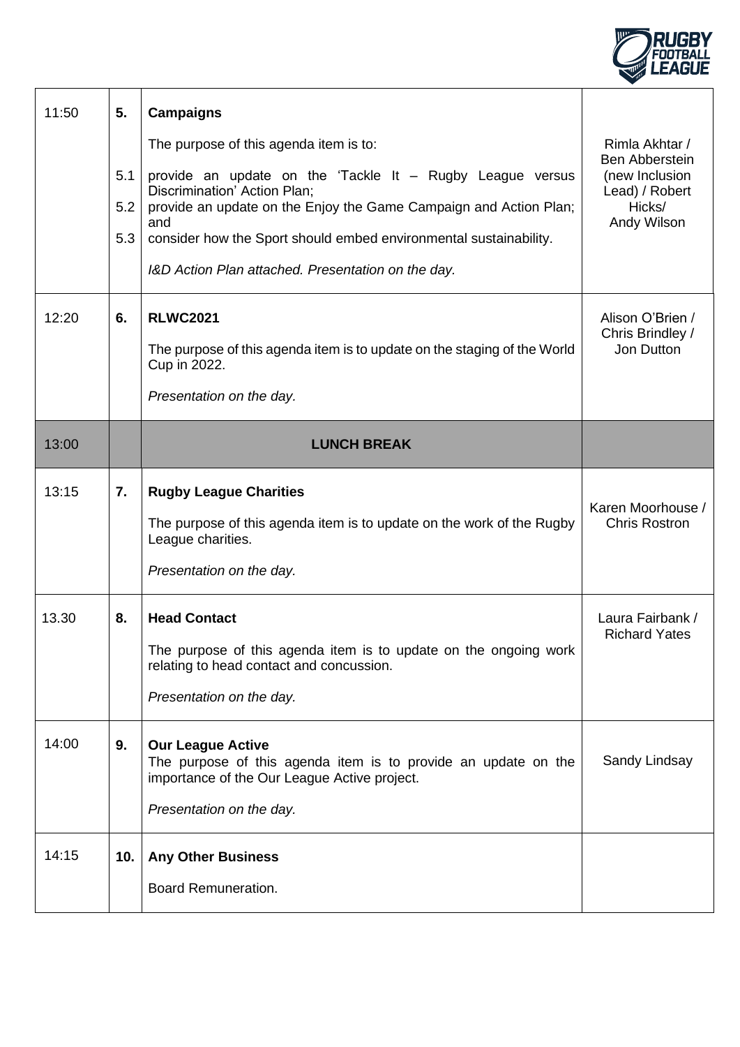| | | | |
|---|---|---|---|
| 11:50 | **5.** | **Campaigns**<br><br>The purpose of this agenda item is to:<br><br>5.1 provide an update on the 'Tackle It – Rugby League versus Discrimination' Action Plan;<br>5.2 provide an update on the Enjoy the Game Campaign and Action Plan; and<br>5.3 consider how the Sport should embed environmental sustainability.<br><br>*I&D Action Plan attached. Presentation on the day.* | Rimla Akhtar / Ben Abberstein (new Inclusion Lead) / Robert Hicks/ Andy Wilson |
| 12:20 | **6.** | **RLWC2021**<br><br>The purpose of this agenda item is to update on the staging of the World Cup in 2022.<br><br>*Presentation on the day.* | Alison O'Brien / Chris Brindley / Jon Dutton |
| 13:00 | | **LUNCH BREAK** | |
| 13:15 | **7.** | **Rugby League Charities**<br><br>The purpose of this agenda item is to update on the work of the Rugby League charities.<br><br>*Presentation on the day.* | Karen Moorhouse / Chris Rostron |
| 13.30 | **8.** | **Head Contact**<br><br>The purpose of this agenda item is to update on the ongoing work relating to head contact and concussion.<br><br>*Presentation on the day.* | Laura Fairbank / Richard Yates |
| 14:00 | **9.** | **Our League Active**<br>The purpose of this agenda item is to provide an update on the importance of the Our League Active project.<br><br>*Presentation on the day.* | Sandy Lindsay |
| 14:15 | **10.** | **Any Other Business**<br><br>Board Remuneration. | |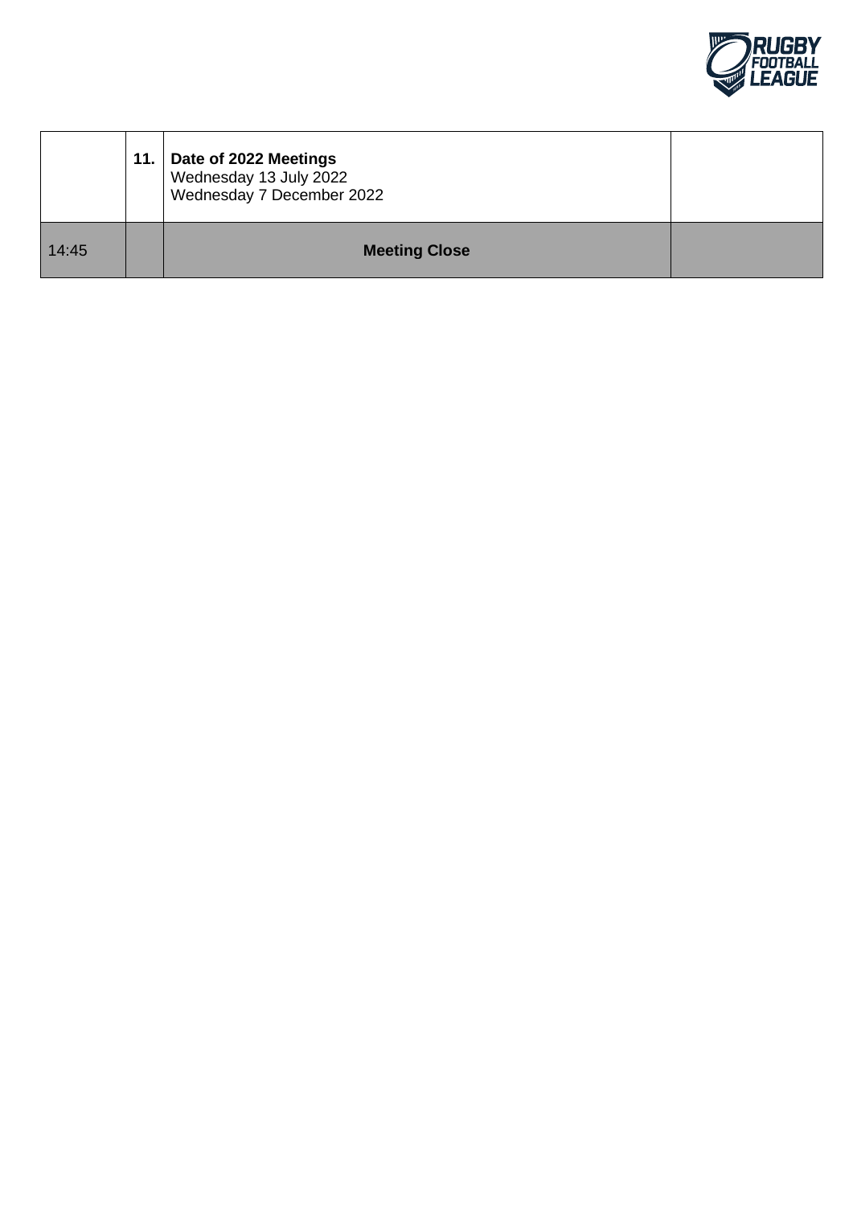| | | | |
|---|---|---|---|
| | **11.** | **Date of 2022 Meetings**<br>Wednesday 13 July 2022<br>Wednesday 7 December 2022 | |
| 14:45 | | **Meeting Close** | |